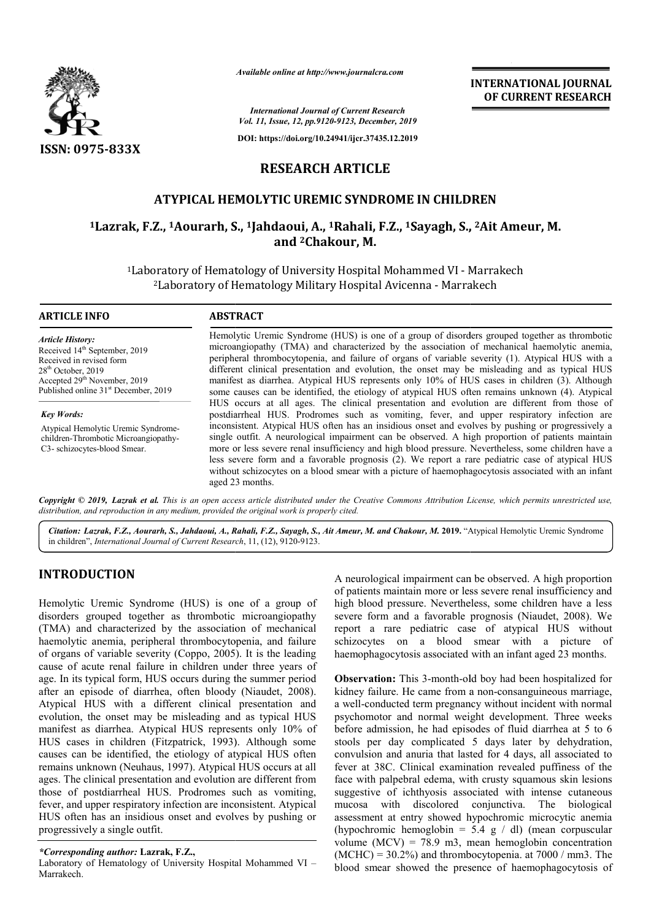ISSN: 0975-833X

*Available online at http://www.journalcra.com*

*International Journal of Current Research*
*Vol. 11, Issue, 12, pp.9120-9123, December, 2019*

**DOI: https://doi.org/10.24941/ijcr.37435.12.2019**

**INTERNATIONAL JOURNAL OF CURRENT RESEARCH**

# RESEARCH ARTICLE

## ATYPICAL HEMOLYTIC UREMIC SYNDROME IN CHILDREN

**[1]Lazrak, F.Z., [1]Aourarh, S., [1]Jahdaoui, A., [1]Rahali, F.Z., [1]Sayagh, S., [2]Ait Ameur, M. and [2]Chakour, M.**

[1]Laboratory of Hematology of University Hospital Mohammed VI - Marrakech
[2]Laboratory of Hematology Military Hospital Avicenna - Marrakech

**ARTICLE INFO**

*Article History:*
Received 14th September, 2019
Received in revised form
28th October, 2019
Accepted 29th November, 2019
Published online 31st December, 2019

*Key Words:*
Atypical Hemolytic Uremic Syndrome-children-Thrombotic Microangiopathy-C3- schizocytes-blood Smear.

**ABSTRACT**

Hemolytic Uremic Syndrome (HUS) is one of a group of disorders grouped together as thrombotic microangiopathy (TMA) and characterized by the association of mechanical haemolytic anemia, peripheral thrombocytopenia, and failure of organs of variable severity (1). Atypical HUS with a different clinical presentation and evolution, the onset may be misleading and as typical HUS manifest as diarrhea. Atypical HUS represents only 10% of HUS cases in children (3). Although some causes can be identified, the etiology of atypical HUS often remains unknown (4). Atypical HUS occurs at all ages. The clinical presentation and evolution are different from those of postdiarrheal HUS. Prodromes such as vomiting, fever, and upper respiratory infection are inconsistent. Atypical HUS often has an insidious onset and evolves by pushing or progressively a single outfit. A neurological impairment can be observed. A high proportion of patients maintain more or less severe renal insufficiency and high blood pressure. Nevertheless, some children have a less severe form and a favorable prognosis (2). We report a rare pediatric case of atypical HUS without schizocytes on a blood smear with a picture of haemophagocytosis associated with an infant aged 23 months.

*Copyright © 2019, Lazrak et al. This is an open access article distributed under the Creative Commons Attribution License, which permits unrestricted use, distribution, and reproduction in any medium, provided the original work is properly cited.*

**Citation:** *Lazrak, F.Z., Aourarh, S., Jahdaoui, A., Rahali, F.Z., Sayagh, S., Ait Ameur, M. and Chakour, M.* **2019.** "Atypical Hemolytic Uremic Syndrome in children", *International Journal of Current Research*, 11, (12), 9120-9123.

## INTRODUCTION

Hemolytic Uremic Syndrome (HUS) is one of a group of disorders grouped together as thrombotic microangiopathy (TMA) and characterized by the association of mechanical haemolytic anemia, peripheral thrombocytopenia, and failure of organs of variable severity (Coppo, 2005). It is the leading cause of acute renal failure in children under three years of age. In its typical form, HUS occurs during the summer period after an episode of diarrhea, often bloody (Niaudet, 2008). Atypical HUS with a different clinical presentation and evolution, the onset may be misleading and as typical HUS manifest as diarrhea. Atypical HUS represents only 10% of HUS cases in children (Fitzpatrick, 1993). Although some causes can be identified, the etiology of atypical HUS often remains unknown (Neuhaus, 1997). Atypical HUS occurs at all ages. The clinical presentation and evolution are different from those of postdiarrheal HUS. Prodromes such as vomiting, fever, and upper respiratory infection are inconsistent. Atypical HUS often has an insidious onset and evolves by pushing or progressively a single outfit.

A neurological impairment can be observed. A high proportion of patients maintain more or less severe renal insufficiency and high blood pressure. Nevertheless, some children have a less severe form and a favorable prognosis (Niaudet, 2008). We report a rare pediatric case of atypical HUS without schizocytes on a blood smear with a picture of haemophagocytosis associated with an infant aged 23 months.

**Observation:** This 3-month-old boy had been hospitalized for kidney failure. He came from a non-consanguineous marriage, a well-conducted term pregnancy without incident with normal psychomotor and normal weight development. Three weeks before admission, he had episodes of fluid diarrhea at 5 to 6 stools per day complicated 5 days later by dehydration, convulsion and anuria that lasted for 4 days, all associated to fever at 38C. Clinical examination revealed puffiness of the face with palpebral edema, with crusty squamous skin lesions suggestive of ichthyosis associated with intense cutaneous mucosa with discolored conjunctiva. The biological assessment at entry showed hypochromic microcytic anemia (hypochromic hemoglobin = 5.4 g / dl) (mean corpuscular volume (MCV) = 78.9 m3, mean hemoglobin concentration (MCHC) = 30.2%) and thrombocytopenia. at 7000 / mm3. The blood smear showed the presence of haemophagocytosis of

*\*Corresponding author:* **Lazrak, F.Z.,**
Laboratory of Hematology of University Hospital Mohammed VI – Marrakech.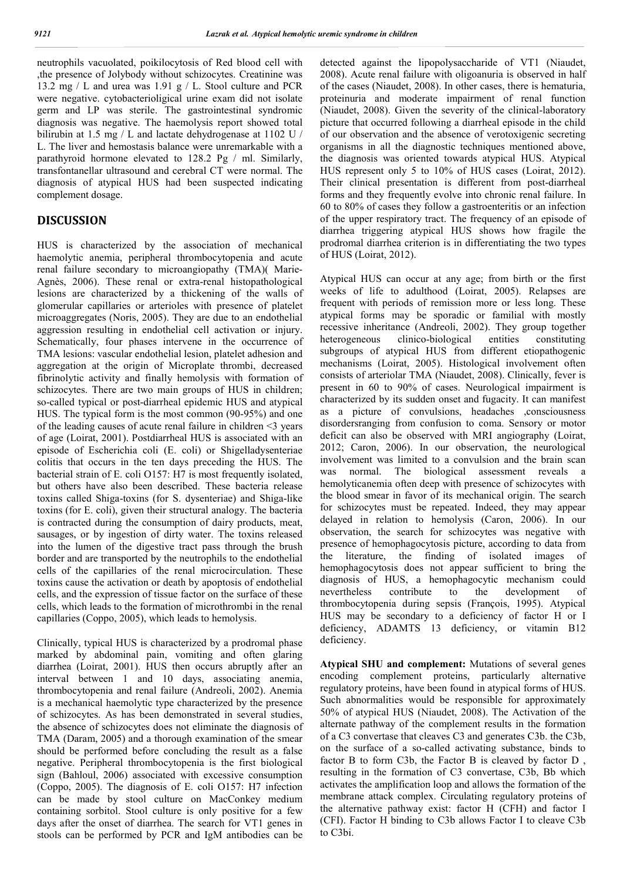neutrophils vacuolated, poikilocytosis of Red blood cell with ,the presence of Jolybody without schizocytes. Creatinine was 13.2 mg / L and urea was 1.91 g / L. Stool culture and PCR were negative. cytobacterioligical urine exam did not isolate germ and LP was sterile. The gastrointestinal syndromic diagnosis was negative. The haemolysis report showed total bilirubin at 1.5 mg / L and lactate dehydrogenase at 1102 U / L. The liver and hemostasis balance were unremarkable with a parathyroid hormone elevated to 128.2 Pg / ml. Similarly, transfontanellar ultrasound and cerebral CT were normal. The diagnosis of atypical HUS had been suspected indicating complement dosage.

## DISCUSSION

HUS is characterized by the association of mechanical haemolytic anemia, peripheral thrombocytopenia and acute renal failure secondary to microangiopathy (TMA)( Marie-Agnès, 2006). These renal or extra-renal histopathological lesions are characterized by a thickening of the walls of glomerular capillaries or arterioles with presence of platelet microaggregates (Noris, 2005). They are due to an endothelial aggression resulting in endothelial cell activation or injury. Schematically, four phases intervene in the occurrence of TMA lesions: vascular endothelial lesion, platelet adhesion and aggregation at the origin of Microplate thrombi, decreased fibrinolytic activity and finally hemolysis with formation of schizocytes. There are two main groups of HUS in children; so-called typical or post-diarrheal epidemic HUS and atypical HUS. The typical form is the most common (90-95%) and one of the leading causes of acute renal failure in children <3 years of age (Loirat, 2001). Postdiarrheal HUS is associated with an episode of Escherichia coli (E. coli) or Shigelladysenteriae colitis that occurs in the ten days preceding the HUS. The bacterial strain of E. coli O157: H7 is most frequently isolated, but others have also been described. These bacteria release toxins called Shiga-toxins (for S. dysenteriae) and Shiga-like toxins (for E. coli), given their structural analogy. The bacteria is contracted during the consumption of dairy products, meat, sausages, or by ingestion of dirty water. The toxins released into the lumen of the digestive tract pass through the brush border and are transported by the neutrophils to the endothelial cells of the capillaries of the renal microcirculation. These toxins cause the activation or death by apoptosis of endothelial cells, and the expression of tissue factor on the surface of these cells, which leads to the formation of microthrombi in the renal capillaries (Coppo, 2005), which leads to hemolysis.

Clinically, typical HUS is characterized by a prodromal phase marked by abdominal pain, vomiting and often glaring diarrhea (Loirat, 2001). HUS then occurs abruptly after an interval between 1 and 10 days, associating anemia, thrombocytopenia and renal failure (Andreoli, 2002). Anemia is a mechanical haemolytic type characterized by the presence of schizocytes. As has been demonstrated in several studies, the absence of schizocytes does not eliminate the diagnosis of TMA (Daram, 2005) and a thorough examination of the smear should be performed before concluding the result as a false negative. Peripheral thrombocytopenia is the first biological sign (Bahloul, 2006) associated with excessive consumption (Coppo, 2005). The diagnosis of E. coli O157: H7 infection can be made by stool culture on MacConkey medium containing sorbitol. Stool culture is only positive for a few days after the onset of diarrhea. The search for VT1 genes in stools can be performed by PCR and IgM antibodies can be detected against the lipopolysaccharide of VT1 (Niaudet, 2008). Acute renal failure with oligoanuria is observed in half of the cases (Niaudet, 2008). In other cases, there is hematuria, proteinuria and moderate impairment of renal function (Niaudet, 2008). Given the severity of the clinical-laboratory picture that occurred following a diarrheal episode in the child of our observation and the absence of verotoxigenic secreting organisms in all the diagnostic techniques mentioned above, the diagnosis was oriented towards atypical HUS. Atypical HUS represent only 5 to 10% of HUS cases (Loirat, 2012). Their clinical presentation is different from post-diarrheal forms and they frequently evolve into chronic renal failure. In 60 to 80% of cases they follow a gastroenteritis or an infection of the upper respiratory tract. The frequency of an episode of diarrhea triggering atypical HUS shows how fragile the prodromal diarrhea criterion is in differentiating the two types of HUS (Loirat, 2012).

Atypical HUS can occur at any age; from birth or the first weeks of life to adulthood (Loirat, 2005). Relapses are frequent with periods of remission more or less long. These atypical forms may be sporadic or familial with mostly recessive inheritance (Andreoli, 2002). They group together heterogeneous clinico-biological entities constituting subgroups of atypical HUS from different etiopathogenic mechanisms (Loirat, 2005). Histological involvement often consists of arteriolar TMA (Niaudet, 2008). Clinically, fever is present in 60 to 90% of cases. Neurological impairment is characterized by its sudden onset and fugacity. It can manifest as a picture of convulsions, headaches ,consciousness disordersranging from confusion to coma. Sensory or motor deficit can also be observed with MRI angiography (Loirat, 2012; Caron, 2006). In our observation, the neurological involvement was limited to a convulsion and the brain scan was normal. The biological assessment reveals a hemolyticanemia often deep with presence of schizocytes with the blood smear in favor of its mechanical origin. The search for schizocytes must be repeated. Indeed, they may appear delayed in relation to hemolysis (Caron, 2006). In our observation, the search for schizocytes was negative with presence of hemophagocytosis picture, according to data from the literature, the finding of isolated images of hemophagocytosis does not appear sufficient to bring the diagnosis of HUS, a hemophagocytic mechanism could nevertheless contribute to the development of thrombocytopenia during sepsis (François, 1995). Atypical HUS may be secondary to a deficiency of factor H or I deficiency, ADAMTS 13 deficiency, or vitamin B12 deficiency.

**Atypical SHU and complement:** Mutations of several genes encoding complement proteins, particularly alternative regulatory proteins, have been found in atypical forms of HUS. Such abnormalities would be responsible for approximately 50% of atypical HUS (Niaudet, 2008). The Activation of the alternate pathway of the complement results in the formation of a C3 convertase that cleaves C3 and generates C3b. the C3b, on the surface of a so-called activating substance, binds to factor B to form C3b, the Factor B is cleaved by factor D , resulting in the formation of C3 convertase, C3b, Bb which activates the amplification loop and allows the formation of the membrane attack complex. Circulating regulatory proteins of the alternative pathway exist: factor H (CFH) and factor I (CFI). Factor H binding to C3b allows Factor I to cleave C3b to C3bi.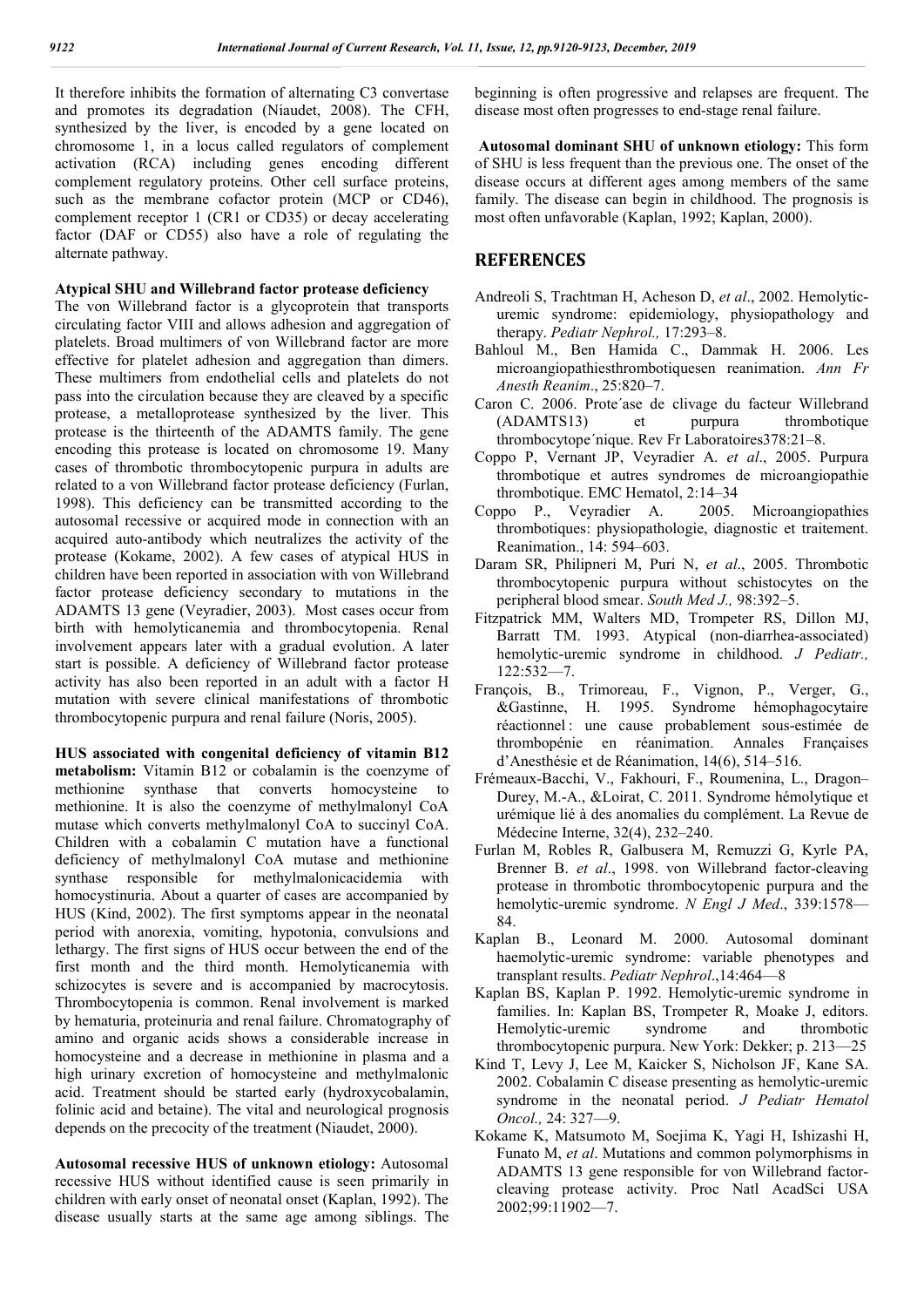It therefore inhibits the formation of alternating C3 convertase and promotes its degradation (Niaudet, 2008). The CFH, synthesized by the liver, is encoded by a gene located on chromosome 1, in a locus called regulators of complement activation (RCA) including genes encoding different complement regulatory proteins. Other cell surface proteins, such as the membrane cofactor protein (MCP or CD46), complement receptor 1 (CR1 or CD35) or decay accelerating factor (DAF or CD55) also have a role of regulating the alternate pathway.

**Atypical SHU and Willebrand factor protease deficiency**

The von Willebrand factor is a glycoprotein that transports circulating factor VIII and allows adhesion and aggregation of platelets. Broad multimers of von Willebrand factor are more effective for platelet adhesion and aggregation than dimers. These multimers from endothelial cells and platelets do not pass into the circulation because they are cleaved by a specific protease, a metalloprotease synthesized by the liver. This protease is the thirteenth of the ADAMTS family. The gene encoding this protease is located on chromosome 19. Many cases of thrombotic thrombocytopenic purpura in adults are related to a von Willebrand factor protease deficiency (Furlan, 1998). This deficiency can be transmitted according to the autosomal recessive or acquired mode in connection with an acquired auto-antibody which neutralizes the activity of the protease (Kokame, 2002). A few cases of atypical HUS in children have been reported in association with von Willebrand factor protease deficiency secondary to mutations in the ADAMTS 13 gene (Veyradier, 2003). Most cases occur from birth with hemolyticanemia and thrombocytopenia. Renal involvement appears later with a gradual evolution. A later start is possible. A deficiency of Willebrand factor protease activity has also been reported in an adult with a factor H mutation with severe clinical manifestations of thrombotic thrombocytopenic purpura and renal failure (Noris, 2005).

**HUS associated with congenital deficiency of vitamin B12 metabolism:** Vitamin B12 or cobalamin is the coenzyme of methionine synthase that converts homocysteine to methionine. It is also the coenzyme of methylmalonyl CoA mutase which converts methylmalonyl CoA to succinyl CoA. Children with a cobalamin C mutation have a functional deficiency of methylmalonyl CoA mutase and methionine synthase responsible for methylmalonicacidemia with homocystinuria. About a quarter of cases are accompanied by HUS (Kind, 2002). The first symptoms appear in the neonatal period with anorexia, vomiting, hypotonia, convulsions and lethargy. The first signs of HUS occur between the end of the first month and the third month. Hemolyticanemia with schizocytes is severe and is accompanied by macrocytosis. Thrombocytopenia is common. Renal involvement is marked by hematuria, proteinuria and renal failure. Chromatography of amino and organic acids shows a considerable increase in homocysteine and a decrease in methionine in plasma and a high urinary excretion of homocysteine and methylmalonic acid. Treatment should be started early (hydroxycobalamin, folinic acid and betaine). The vital and neurological prognosis depends on the precocity of the treatment (Niaudet, 2000).

**Autosomal recessive HUS of unknown etiology:** Autosomal recessive HUS without identified cause is seen primarily in children with early onset of neonatal onset (Kaplan, 1992). The disease usually starts at the same age among siblings. The beginning is often progressive and relapses are frequent. The disease most often progresses to end-stage renal failure.

**Autosomal dominant SHU of unknown etiology:** This form of SHU is less frequent than the previous one. The onset of the disease occurs at different ages among members of the same family. The disease can begin in childhood. The prognosis is most often unfavorable (Kaplan, 1992; Kaplan, 2000).

## REFERENCES

Andreoli S, Trachtman H, Acheson D, *et al*., 2002. Hemolytic-uremic syndrome: epidemiology, physiopathology and therapy. *Pediatr Nephrol.,* 17:293–8.

Bahloul M., Ben Hamida C., Dammak H. 2006. Les microangiopathiesthrombotiquesen reanimation. *Ann Fr Anesth Reanim*., 25:820–7.

Caron C. 2006. Prote´ase de clivage du facteur Willebrand (ADAMTS13) et purpura thrombotique thrombocytope´nique. Rev Fr Laboratoires378:21–8.

Coppo P, Vernant JP, Veyradier A. *et al*., 2005. Purpura thrombotique et autres syndromes de microangiopathie thrombotique. EMC Hematol, 2:14–34

Coppo P., Veyradier A. 2005. Microangiopathies thrombotiques: physiopathologie, diagnostic et traitement. Reanimation., 14: 594–603.

Daram SR, Philipneri M, Puri N, *et al*., 2005. Thrombotic thrombocytopenic purpura without schistocytes on the peripheral blood smear. *South Med J.,* 98:392–5.

Fitzpatrick MM, Walters MD, Trompeter RS, Dillon MJ, Barratt TM. 1993. Atypical (non-diarrhea-associated) hemolytic-uremic syndrome in childhood. *J Pediatr.,* 122:532—7.

François, B., Trimoreau, F., Vignon, P., Verger, G., &Gastinne, H. 1995. Syndrome hémophagocytaire réactionnel : une cause probablement sous-estimée de thrombopénie en réanimation. Annales Françaises d'Anesthésie et de Réanimation, 14(6), 514–516.

Frémeaux-Bacchi, V., Fakhouri, F., Roumenina, L., Dragon–Durey, M.-A., &Loirat, C. 2011. Syndrome hémolytique et urémique lié à des anomalies du complément. La Revue de Médecine Interne, 32(4), 232–240.

Furlan M, Robles R, Galbusera M, Remuzzi G, Kyrle PA, Brenner B. *et al*., 1998. von Willebrand factor-cleaving protease in thrombotic thrombocytopenic purpura and the hemolytic-uremic syndrome. *N Engl J Med*., 339:1578—84.

Kaplan B., Leonard M. 2000. Autosomal dominant haemolytic-uremic syndrome: variable phenotypes and transplant results. *Pediatr Nephrol*.,14:464—8

Kaplan BS, Kaplan P. 1992. Hemolytic-uremic syndrome in families. In: Kaplan BS, Trompeter R, Moake J, editors. Hemolytic-uremic syndrome and thrombotic thrombocytopenic purpura. New York: Dekker; p. 213—25

Kind T, Levy J, Lee M, Kaicker S, Nicholson JF, Kane SA. 2002. Cobalamin C disease presenting as hemolytic-uremic syndrome in the neonatal period. *J Pediatr Hematol Oncol.,* 24: 327—9.

Kokame K, Matsumoto M, Soejima K, Yagi H, Ishizashi H, Funato M, *et al*. Mutations and common polymorphisms in ADAMTS 13 gene responsible for von Willebrand factor-cleaving protease activity. Proc Natl AcadSci USA 2002;99:11902—7.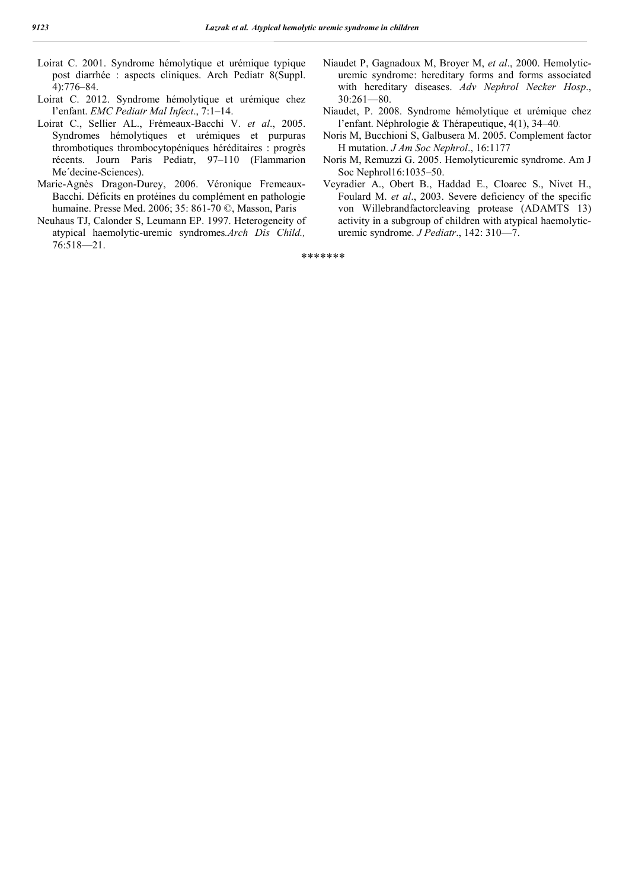Loirat C. 2001. Syndrome hémolytique et urémique typique post diarrhée : aspects cliniques. Arch Pediatr 8(Suppl. 4):776–84.

Loirat C. 2012. Syndrome hémolytique et urémique chez l'enfant. *EMC Pediatr Mal Infect*., 7:1–14.

Loirat C., Sellier AL., Frémeaux-Bacchi V. *et al*., 2005. Syndromes hémolytiques et urémiques et purpuras thrombotiques thrombocytopéniques héréditaires : progrès récents. Journ Paris Pediatr, 97–110 (Flammarion Me´decine-Sciences).

Marie-Agnès Dragon-Durey, 2006. Véronique Fremeaux-Bacchi. Déficits en protéines du complément en pathologie humaine. Presse Med. 2006; 35: 861-70 ©, Masson, Paris

Neuhaus TJ, Calonder S, Leumann EP. 1997. Heterogeneity of atypical haemolytic-uremic syndromes.*Arch Dis Child.,* 76:518—21.

Niaudet P, Gagnadoux M, Broyer M, *et al*., 2000. Hemolytic-uremic syndrome: hereditary forms and forms associated with hereditary diseases. *Adv Nephrol Necker Hosp*., 30:261—80.

Niaudet, P. 2008. Syndrome hémolytique et urémique chez l'enfant. Néphrologie & Thérapeutique, 4(1), 34–40.

Noris M, Bucchioni S, Galbusera M. 2005. Complement factor H mutation. *J Am Soc Nephrol*., 16:1177

Noris M, Remuzzi G. 2005. Hemolyticuremic syndrome. Am J Soc Nephrol16:1035–50.

Veyradier A., Obert B., Haddad E., Cloarec S., Nivet H., Foulard M. *et al*., 2003. Severe deficiency of the specific von Willebrandfactorcleaving protease (ADAMTS 13) activity in a subgroup of children with atypical haemolytic-uremic syndrome. *J Pediatr*., 142: 310—7.

*******